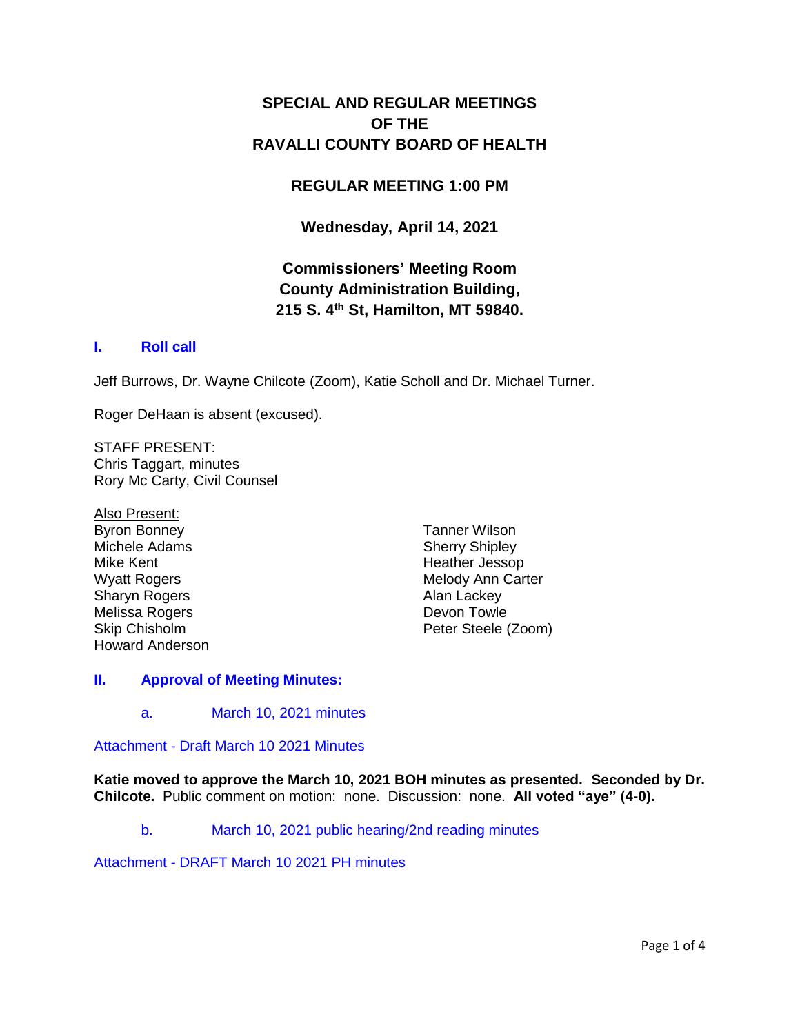# SPECIAL AND REGULAR MEETINGS OF THE RAVALLI COUNTY BOARD OF HEALTH

## REGULAR MEETING 1:00 PM

## Wednesday, April 14, 2021

## Commissioners' Meeting Room County Administration Building, 215 S. 4th St, Hamilton, MT 59840.

## I. Roll call

Jeff Burrows, Dr. Wayne Chilcote (Zoom), Katie Scholl and Dr. Michael Turner.

Roger DeHaan is absent (excused).

STAFF PRESENT:
Chris Taggart, minutes
Rory Mc Carty, Civil Counsel

Also Present:
Byron Bonney
Michele Adams
Mike Kent
Wyatt Rogers
Sharyn Rogers
Melissa Rogers
Skip Chisholm
Howard Anderson
Tanner Wilson
Sherry Shipley
Heather Jessop
Melody Ann Carter
Alan Lackey
Devon Towle
Peter Steele (Zoom)

## II. Approval of Meeting Minutes:

a. March 10, 2021 minutes

Attachment - Draft March 10 2021 Minutes

**Katie moved to approve the March 10, 2021 BOH minutes as presented. Seconded by Dr. Chilcote.** Public comment on motion: none. Discussion: none. **All voted "aye" (4-0).**

b. March 10, 2021 public hearing/2nd reading minutes

Attachment - DRAFT March 10 2021 PH minutes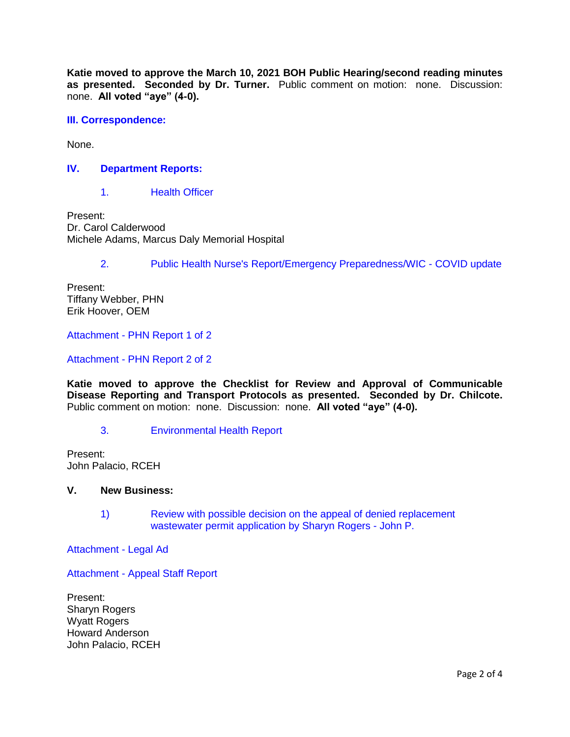**Katie moved to approve the March 10, 2021 BOH Public Hearing/second reading minutes as presented. Seconded by Dr. Turner.** Public comment on motion: none. Discussion: none. **All voted "aye" (4-0).**

### III. Correspondence:

None.

### IV. Department Reports:

1. Health Officer

Present:
Dr. Carol Calderwood
Michele Adams, Marcus Daly Memorial Hospital

2. Public Health Nurse's Report/Emergency Preparedness/WIC - COVID update

Present:
Tiffany Webber, PHN
Erik Hoover, OEM

Attachment - PHN Report 1 of 2

Attachment - PHN Report 2 of 2

**Katie moved to approve the Checklist for Review and Approval of Communicable Disease Reporting and Transport Protocols as presented. Seconded by Dr. Chilcote.** Public comment on motion: none. Discussion: none. **All voted "aye" (4-0).**

3. Environmental Health Report

Present:
John Palacio, RCEH

### V. New Business:

1) Review with possible decision on the appeal of denied replacement wastewater permit application by Sharyn Rogers - John P.

Attachment - Legal Ad

Attachment - Appeal Staff Report

Present:
Sharyn Rogers
Wyatt Rogers
Howard Anderson
John Palacio, RCEH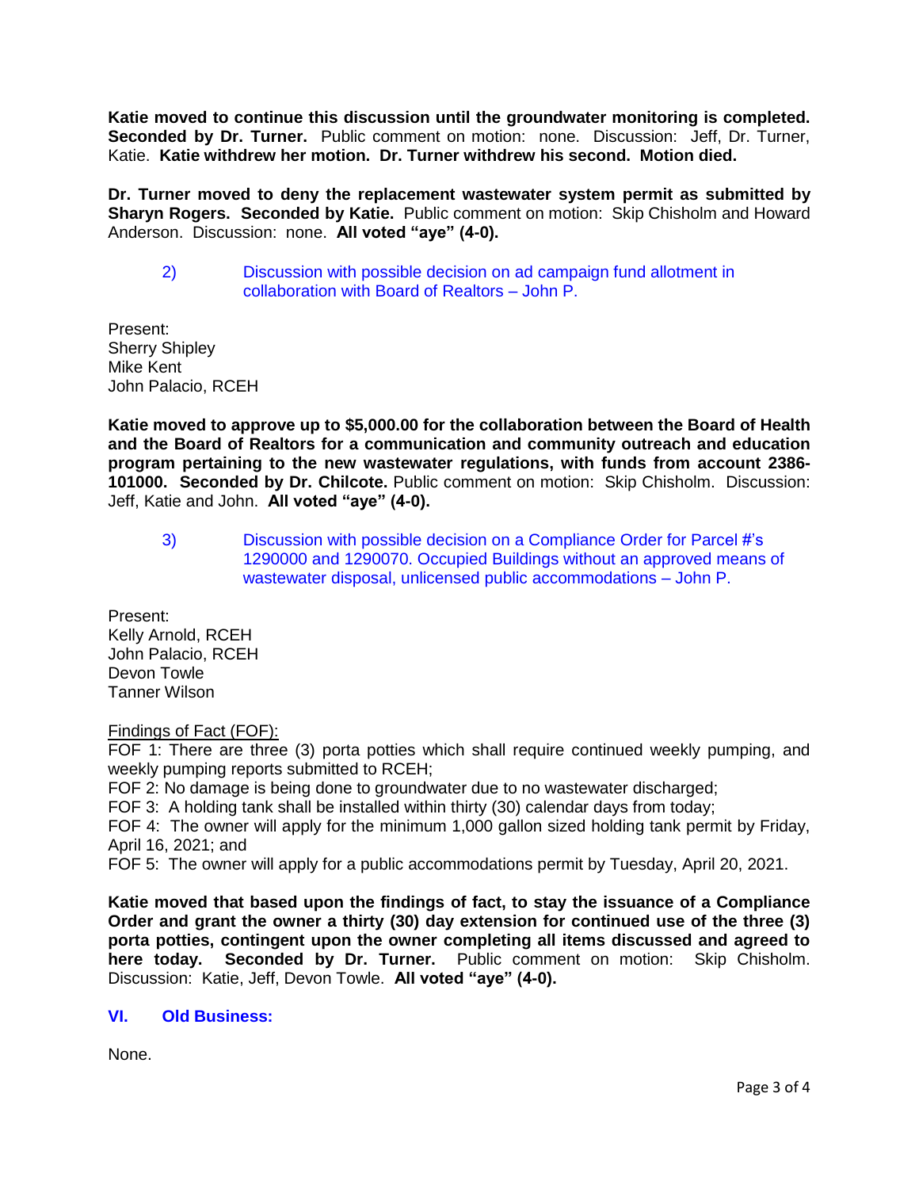**Katie moved to continue this discussion until the groundwater monitoring is completed. Seconded by Dr. Turner.** Public comment on motion: none. Discussion: Jeff, Dr. Turner, Katie. **Katie withdrew her motion. Dr. Turner withdrew his second. Motion died.**

**Dr. Turner moved to deny the replacement wastewater system permit as submitted by Sharyn Rogers. Seconded by Katie.** Public comment on motion: Skip Chisholm and Howard Anderson. Discussion: none. **All voted "aye" (4-0).**

2) Discussion with possible decision on ad campaign fund allotment in collaboration with Board of Realtors – John P.

Present:
Sherry Shipley
Mike Kent
John Palacio, RCEH

**Katie moved to approve up to $5,000.00 for the collaboration between the Board of Health and the Board of Realtors for a communication and community outreach and education program pertaining to the new wastewater regulations, with funds from account 2386-101000. Seconded by Dr. Chilcote.** Public comment on motion: Skip Chisholm. Discussion: Jeff, Katie and John. **All voted "aye" (4-0).**

3) Discussion with possible decision on a Compliance Order for Parcel #'s 1290000 and 1290070. Occupied Buildings without an approved means of wastewater disposal, unlicensed public accommodations – John P.

Present:
Kelly Arnold, RCEH
John Palacio, RCEH
Devon Towle
Tanner Wilson

Findings of Fact (FOF):

FOF 1: There are three (3) porta potties which shall require continued weekly pumping, and weekly pumping reports submitted to RCEH;
FOF 2: No damage is being done to groundwater due to no wastewater discharged;
FOF 3: A holding tank shall be installed within thirty (30) calendar days from today;
FOF 4: The owner will apply for the minimum 1,000 gallon sized holding tank permit by Friday, April 16, 2021; and
FOF 5: The owner will apply for a public accommodations permit by Tuesday, April 20, 2021.

**Katie moved that based upon the findings of fact, to stay the issuance of a Compliance Order and grant the owner a thirty (30) day extension for continued use of the three (3) porta potties, contingent upon the owner completing all items discussed and agreed to here today. Seconded by Dr. Turner.** Public comment on motion: Skip Chisholm. Discussion: Katie, Jeff, Devon Towle. **All voted "aye" (4-0).**

## VI. Old Business:

None.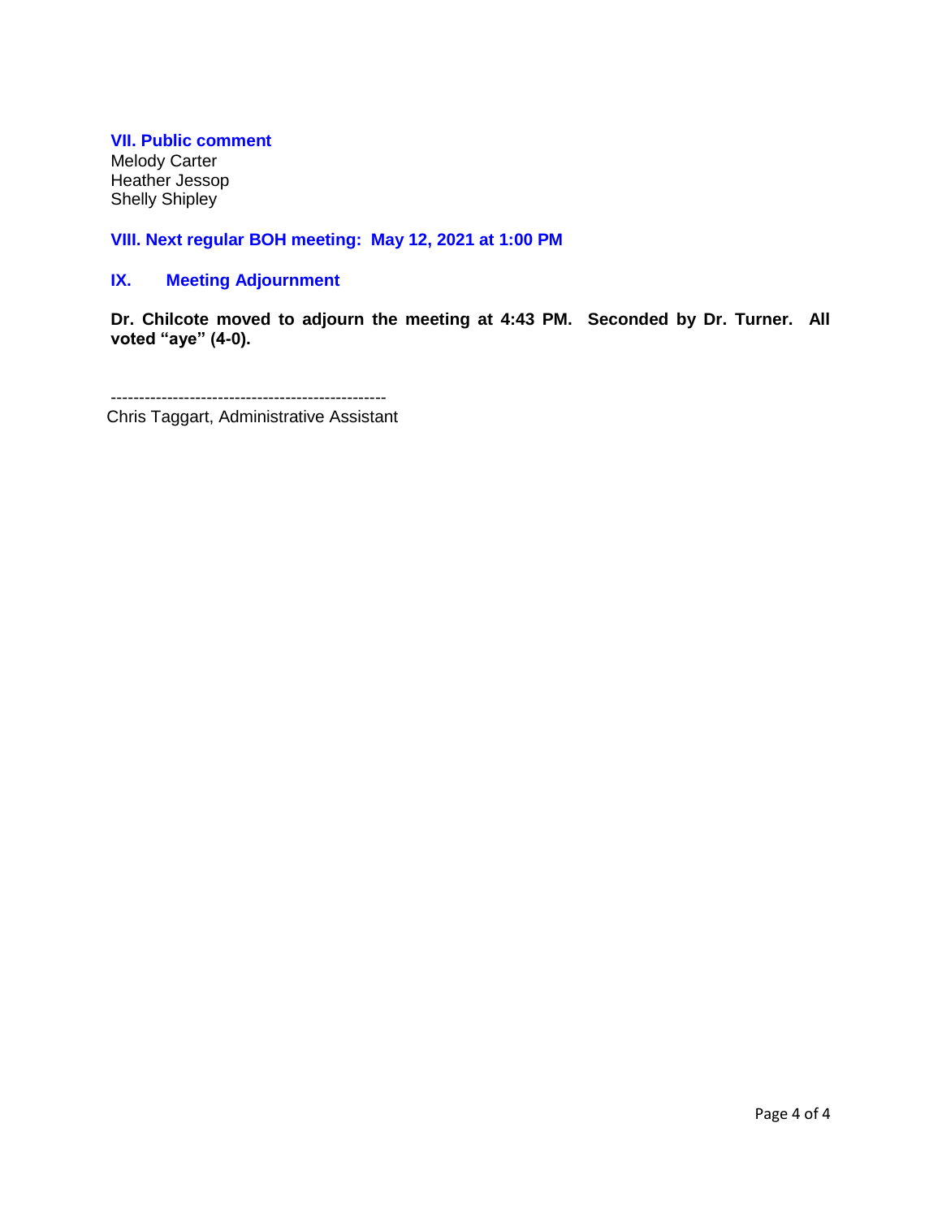## VII. Public comment

Melody Carter
Heather Jessop
Shelly Shipley

## VIII. Next regular BOH meeting: May 12, 2021 at 1:00 PM

## IX. Meeting Adjournment

**Dr. Chilcote moved to adjourn the meeting at 4:43 PM. Seconded by Dr. Turner. All voted "aye" (4-0).**

-------------------------------------------------

Chris Taggart, Administrative Assistant